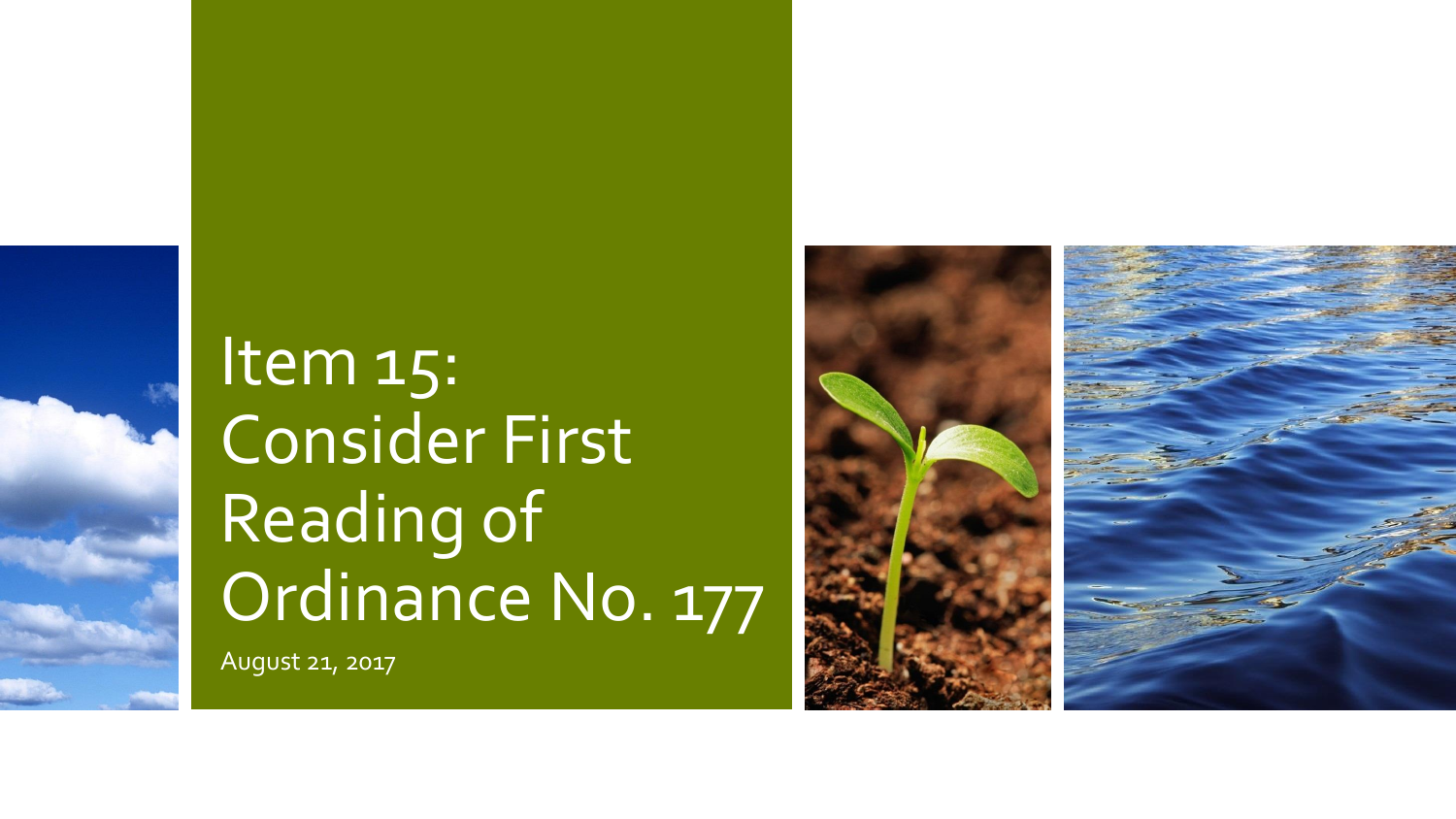# Item 15: Consider First Reading of Ordinance No. 177

August 21, 2017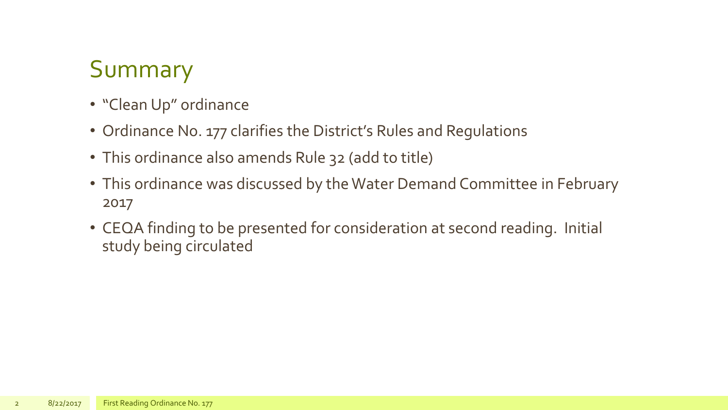# Summary

- "Clean Up" ordinance
- Ordinance No. 177 clarifies the District's Rules and Regulations
- This ordinance also amends Rule 32 (add to title)
- This ordinance was discussed by the Water Demand Committee in February 2017
- CEQA finding to be presented for consideration at second reading. Initial study being circulated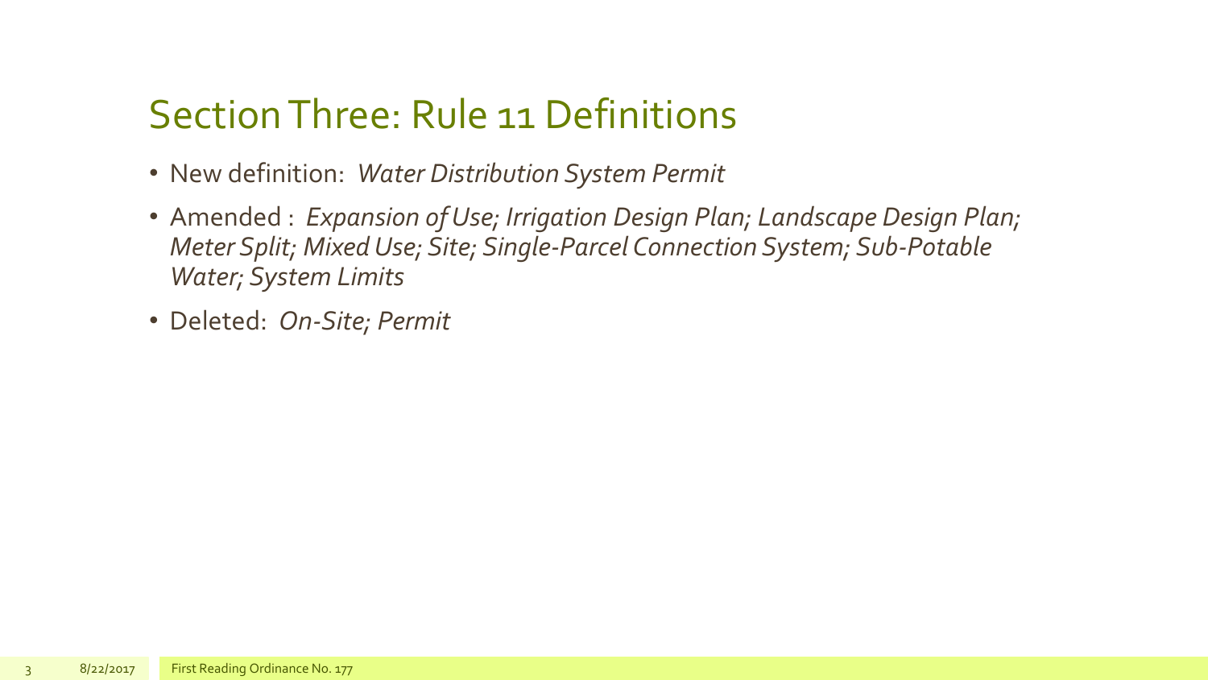# Section Three: Rule 11 Definitions

- New definition: *Water Distribution System Permit*
- Amended : *Expansion of Use; Irrigation Design Plan; Landscape Design Plan; Meter Split; Mixed Use; Site; Single-Parcel Connection System; Sub-Potable Water; System Limits*
- Deleted: *On-Site; Permit*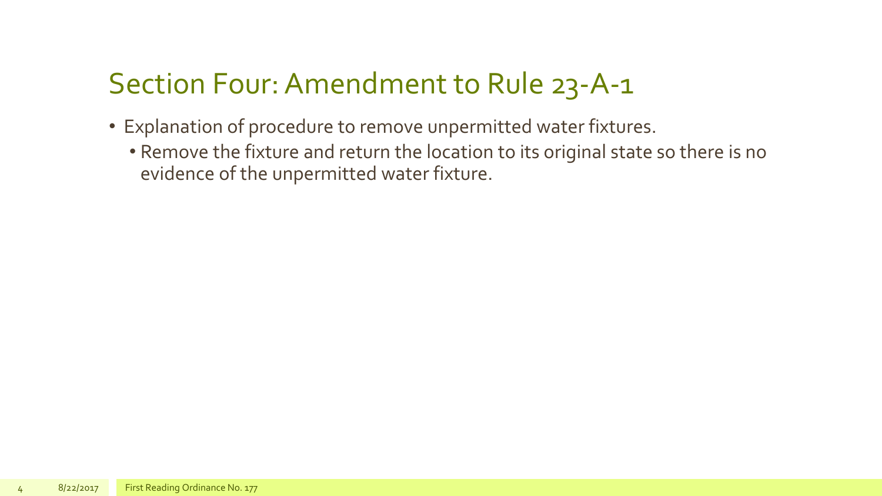## Section Four: Amendment to Rule 23-A-1

- Explanation of procedure to remove unpermitted water fixtures.
  - Remove the fixture and return the location to its original state so there is no evidence of the unpermitted water fixture.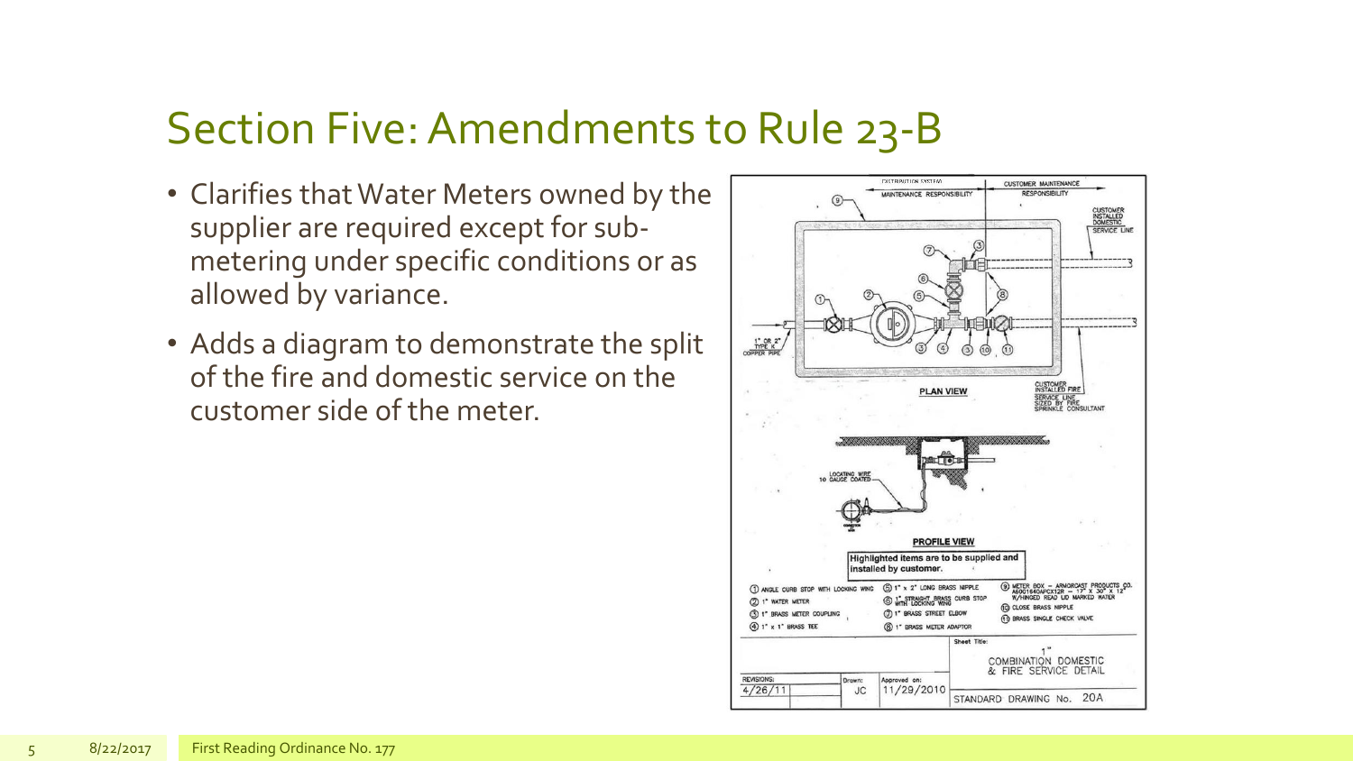# Section Five: Amendments to Rule 23-B

- Clarifies that Water Meters owned by the supplier are required except for sub-metering under specific conditions or as allowed by variance.
- Adds a diagram to demonstrate the split of the fire and domestic service on the customer side of the meter.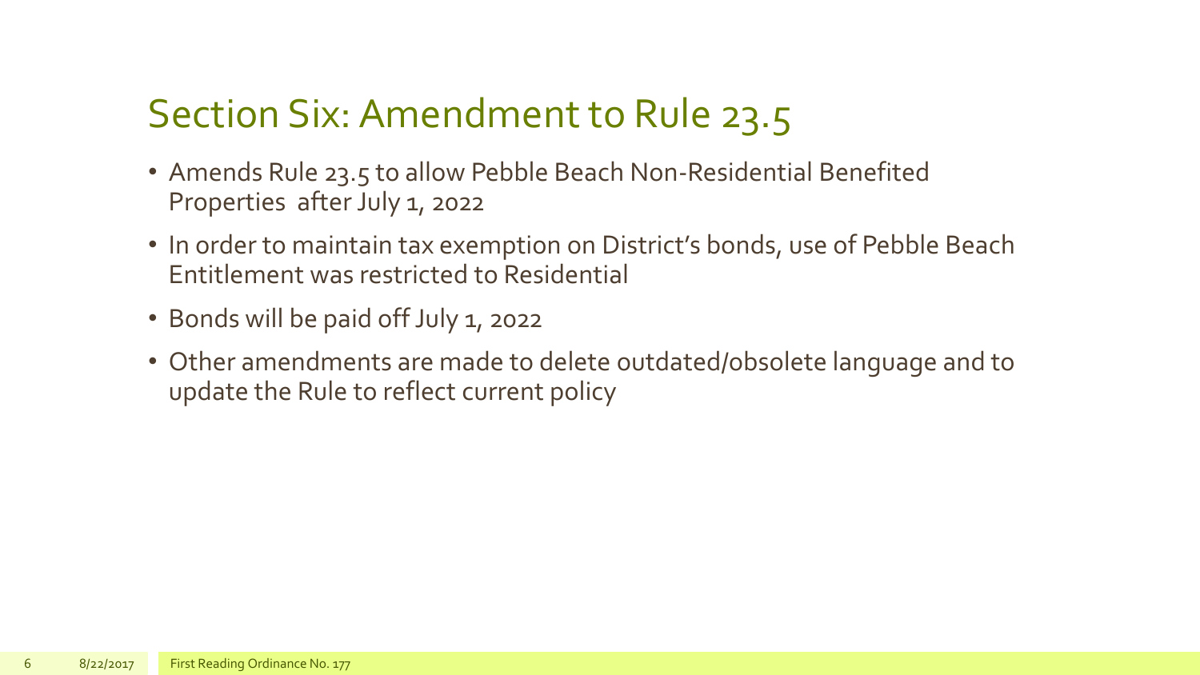# Section Six: Amendment to Rule 23.5

- Amends Rule 23.5 to allow Pebble Beach Non-Residential Benefited Properties after July 1, 2022
- In order to maintain tax exemption on District's bonds, use of Pebble Beach Entitlement was restricted to Residential
- Bonds will be paid off July 1, 2022
- Other amendments are made to delete outdated/obsolete language and to update the Rule to reflect current policy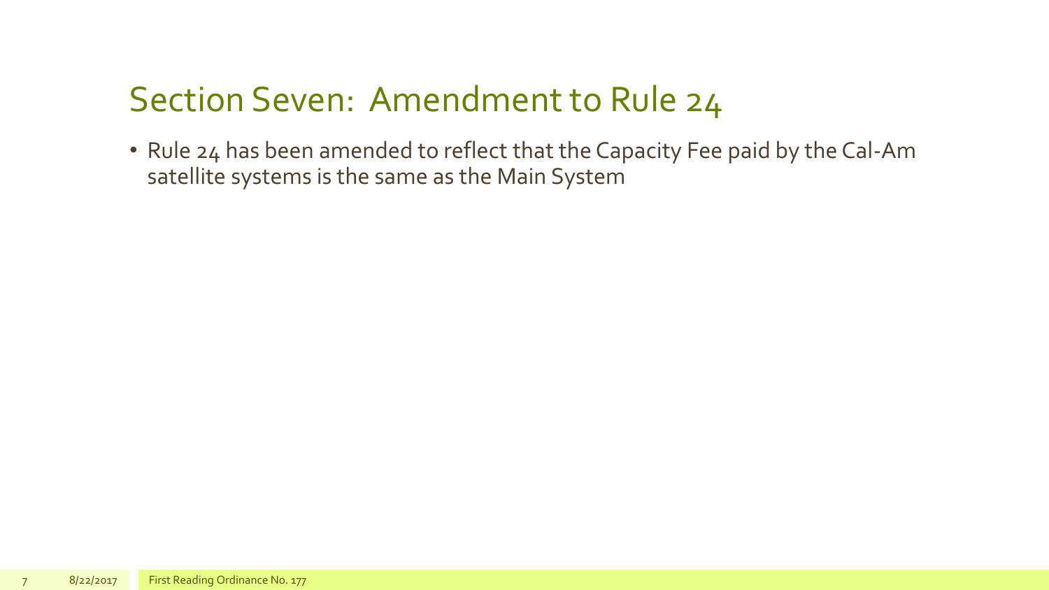# Section Seven: Amendment to Rule 24

- Rule 24 has been amended to reflect that the Capacity Fee paid by the Cal-Am satellite systems is the same as the Main System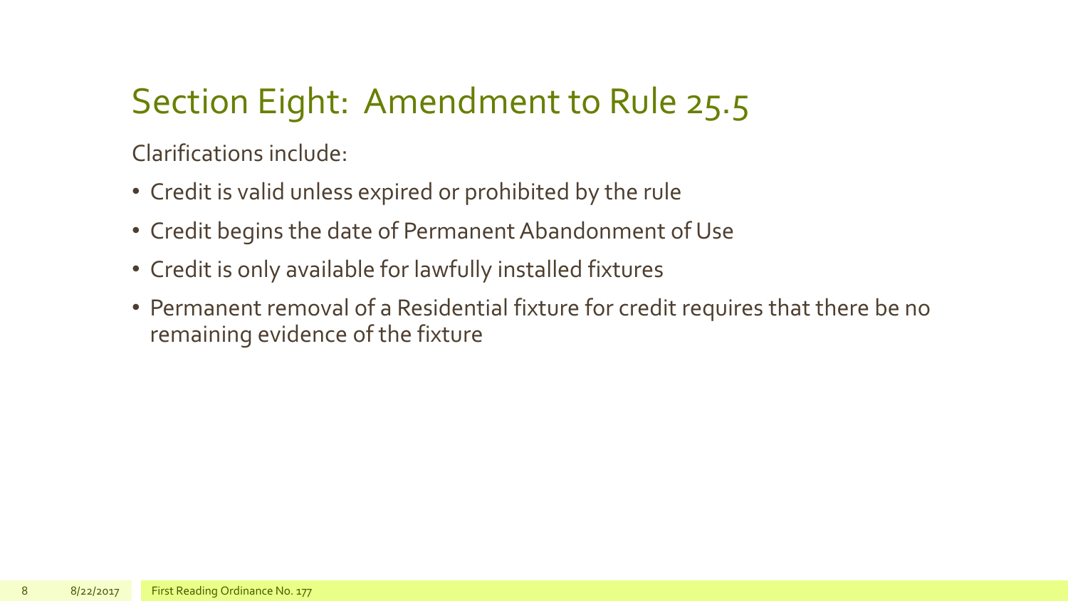# Section Eight: Amendment to Rule 25.5

Clarifications include:

- Credit is valid unless expired or prohibited by the rule
- Credit begins the date of Permanent Abandonment of Use
- Credit is only available for lawfully installed fixtures
- Permanent removal of a Residential fixture for credit requires that there be no remaining evidence of the fixture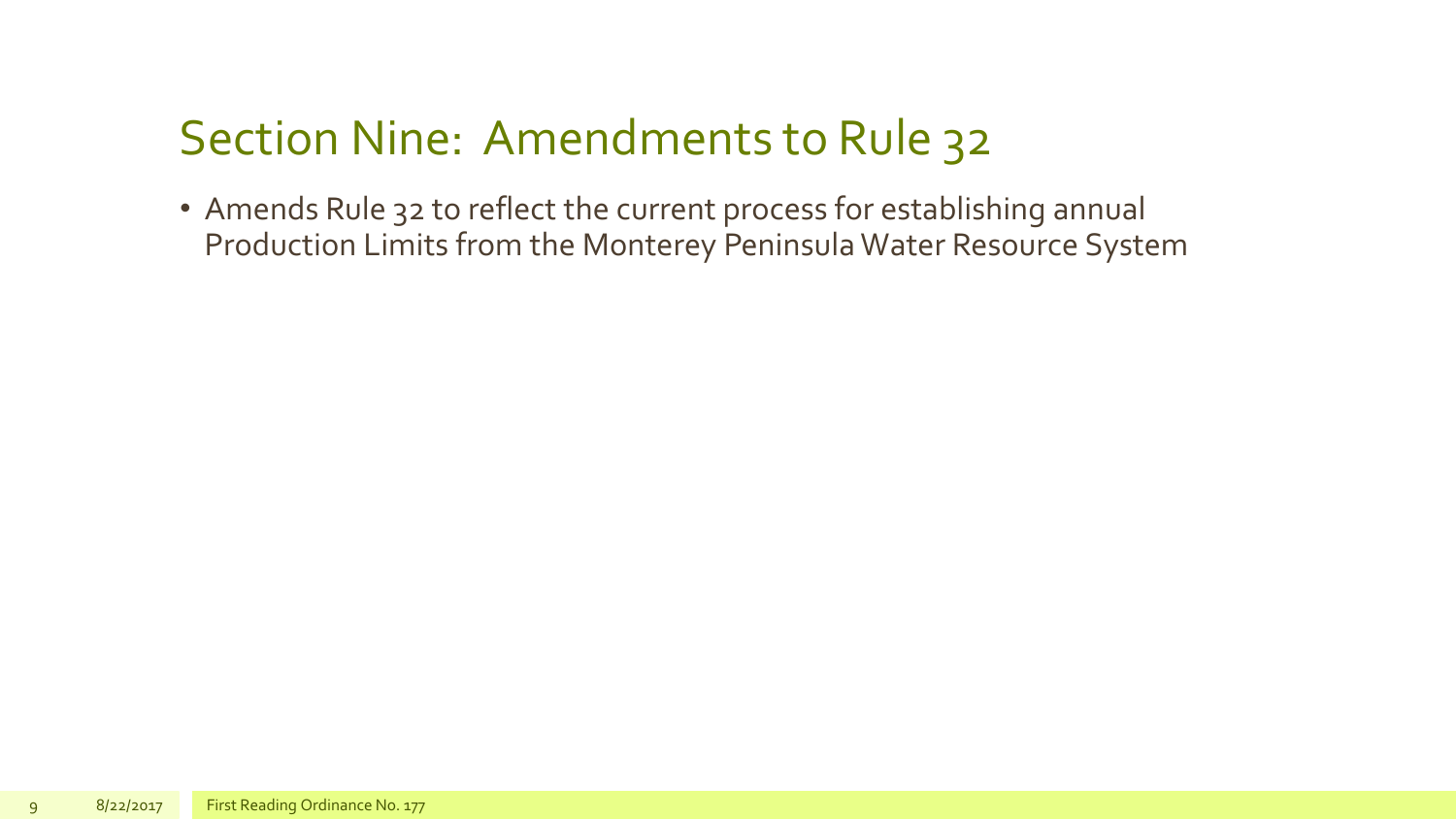# Section Nine: Amendments to Rule 32

- Amends Rule 32 to reflect the current process for establishing annual Production Limits from the Monterey Peninsula Water Resource System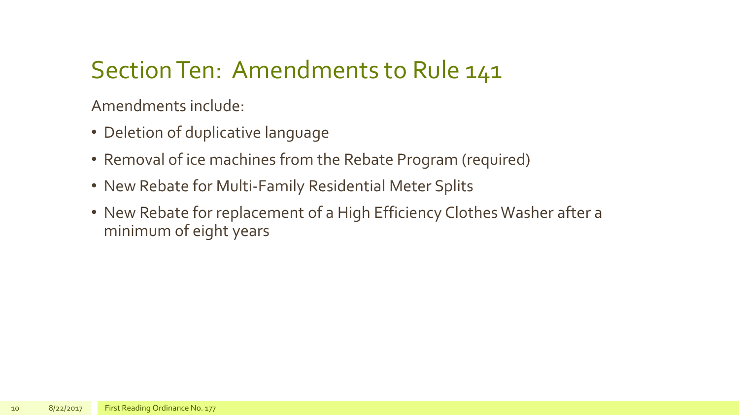# Section Ten: Amendments to Rule 141

Amendments include:

- Deletion of duplicative language
- Removal of ice machines from the Rebate Program (required)
- New Rebate for Multi-Family Residential Meter Splits
- New Rebate for replacement of a High Efficiency Clothes Washer after a minimum of eight years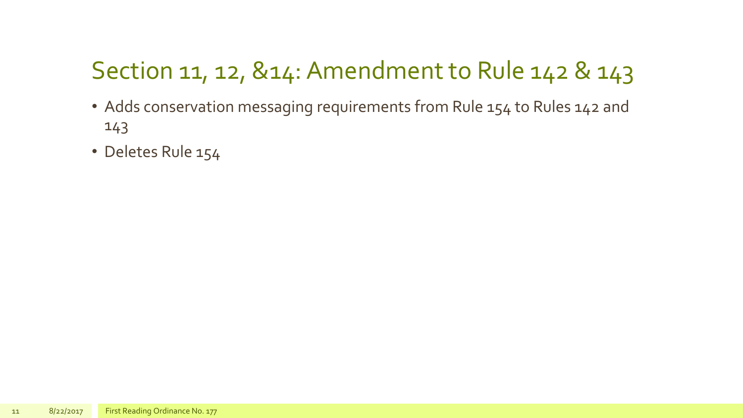# Section 11, 12, &14: Amendment to Rule 142 & 143

- Adds conservation messaging requirements from Rule 154 to Rules 142 and 143
- Deletes Rule 154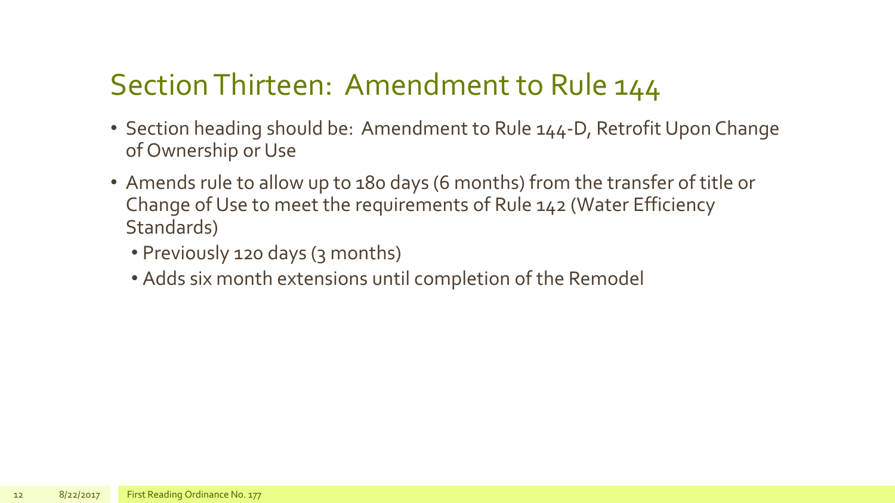# Section Thirteen: Amendment to Rule 144

- Section heading should be: Amendment to Rule 144-D, Retrofit Upon Change of Ownership or Use
- Amends rule to allow up to 180 days (6 months) from the transfer of title or Change of Use to meet the requirements of Rule 142 (Water Efficiency Standards)
  - Previously 120 days (3 months)
  - Adds six month extensions until completion of the Remodel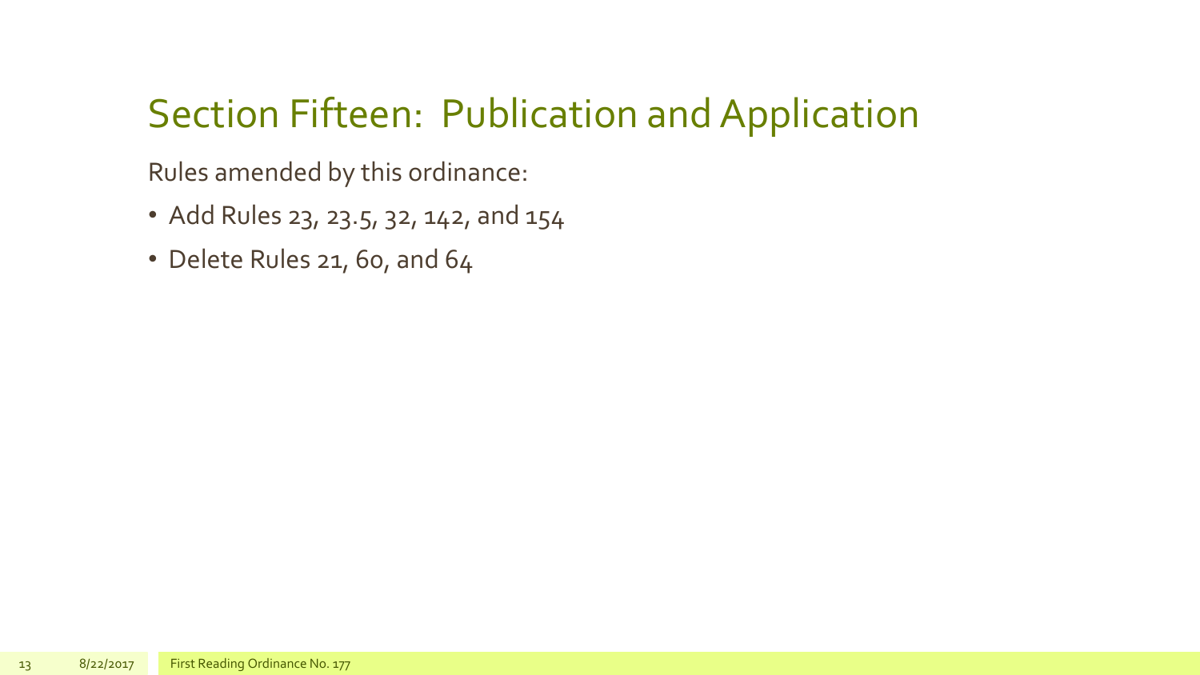# Section Fifteen: Publication and Application

Rules amended by this ordinance:

- Add Rules 23, 23.5, 32, 142, and 154
- Delete Rules 21, 60, and 64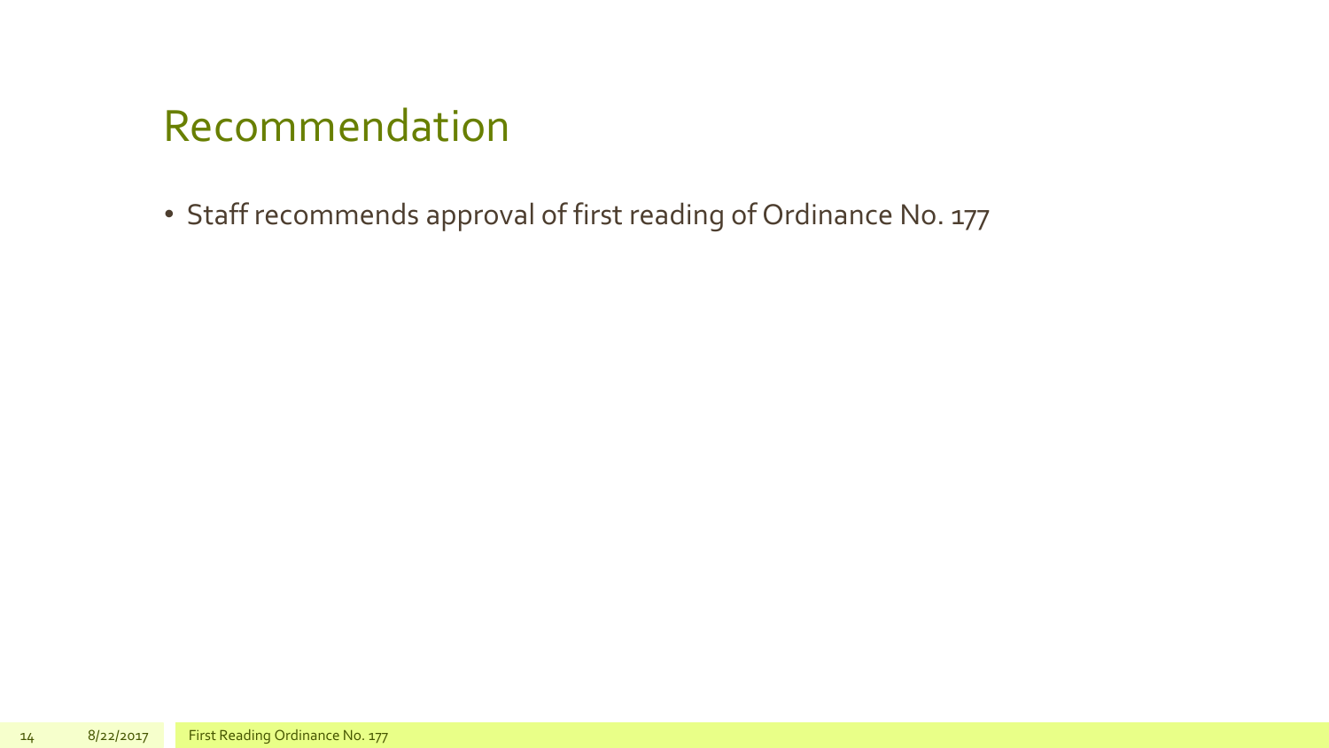# Recommendation

- Staff recommends approval of first reading of Ordinance No. 177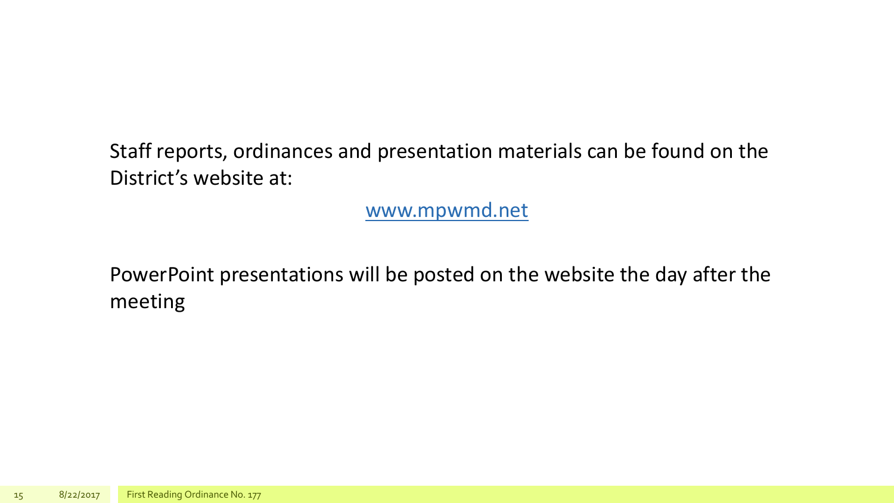Staff reports, ordinances and presentation materials can be found on the District's website at:

www.mpwmd.net

PowerPoint presentations will be posted on the website the day after the meeting